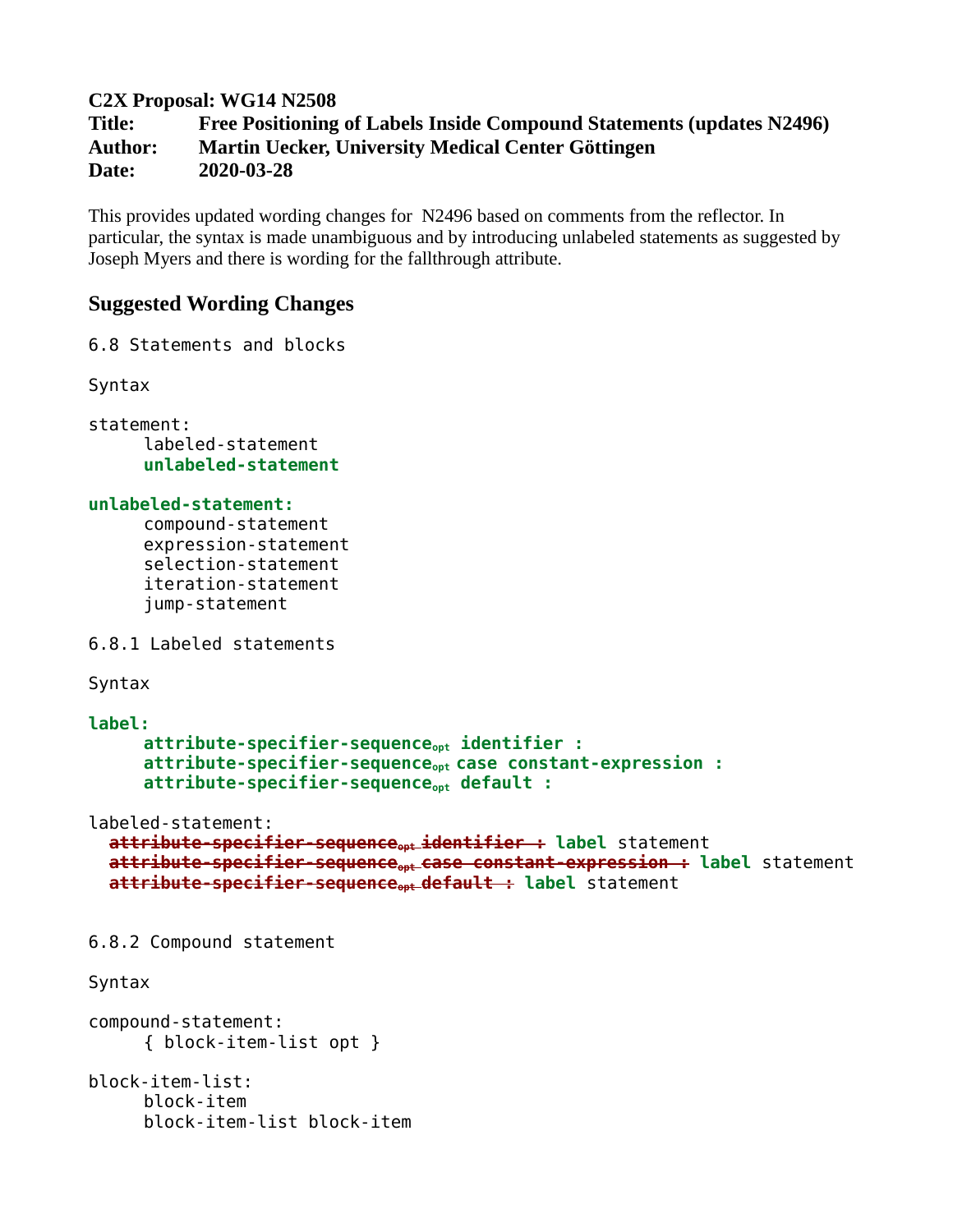**C2X Proposal: WG14 N2508**
**Title: Free Positioning of Labels Inside Compound Statements (updates N2496)**
**Author: Martin Uecker, University Medical Center Göttingen**
**Date: 2020-03-28**

This provides updated wording changes for N2496 based on comments from the reflector. In particular, the syntax is made unambiguous and by introducing unlabeled statements as suggested by Joseph Myers and there is wording for the fallthrough attribute.

## Suggested Wording Changes

```
6.8 Statements and blocks

Syntax

statement:
     labeled-statement
     unlabeled-statement

unlabeled-statement:
     compound-statement
     expression-statement
     selection-statement
     iteration-statement
     jump-statement

6.8.1 Labeled statements

Syntax

label:
     attribute-specifier-sequence_opt identifier :
     attribute-specifier-sequence_opt case constant-expression :
     attribute-specifier-sequence_opt default :

labeled-statement:
  ~~attribute-specifier-sequence_opt identifier :~~ label statement
  ~~attribute-specifier-sequence_opt case constant-expression :~~ label statement
  ~~attribute-specifier-sequence_opt default :~~ label statement


6.8.2 Compound statement

Syntax

compound-statement:
     { block-item-list opt }

block-item-list:
     block-item
     block-item-list block-item
```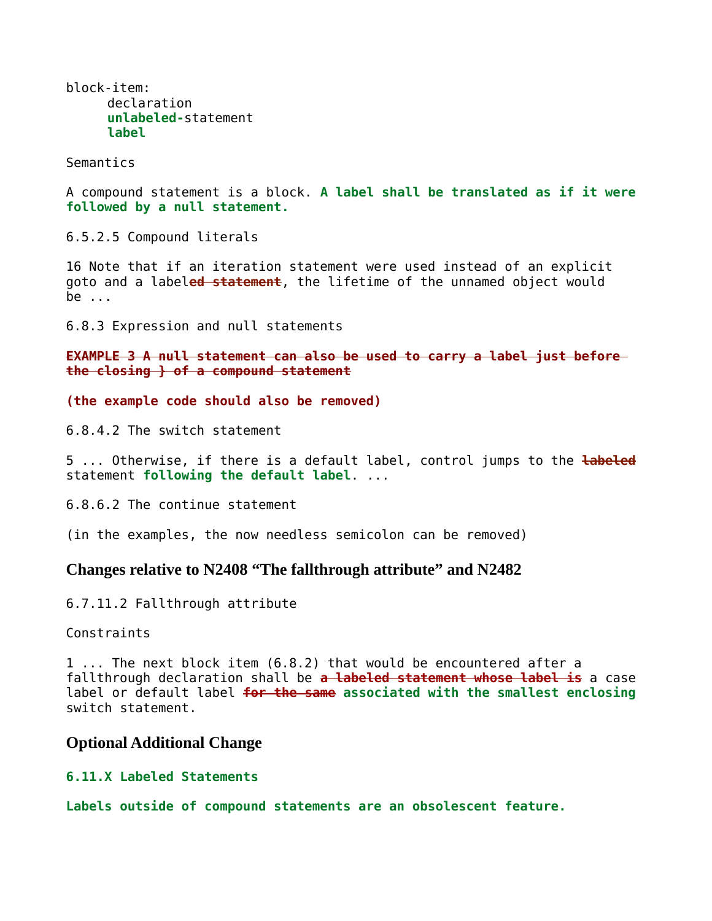```
block-item:
      declaration
      unlabeled-statement
      label
```

Semantics

A compound statement is a block. **A label shall be translated as if it were followed by a null statement.**

6.5.2.5 Compound literals

16 Note that if an iteration statement were used instead of an explicit goto and a label~~ed statement~~, the lifetime of the unnamed object would be ...

6.8.3 Expression and null statements

~~**EXAMPLE 3 A null statement can also be used to carry a label just before the closing } of a compound statement**~~

**(the example code should also be removed)**

6.8.4.2 The switch statement

5 ... Otherwise, if there is a default label, control jumps to the ~~**labeled**~~ statement **following the default label**. ...

6.8.6.2 The continue statement

(in the examples, the now needless semicolon can be removed)

## Changes relative to N2408 "The fallthrough attribute" and N2482

6.7.11.2 Fallthrough attribute

Constraints

1 ... The next block item (6.8.2) that would be encountered after a fallthrough declaration shall be ~~**a labeled statement whose label is**~~ a case label or default label ~~**for the same**~~ **associated with the smallest enclosing** switch statement.

## Optional Additional Change

**6.11.X Labeled Statements**

**Labels outside of compound statements are an obsolescent feature.**